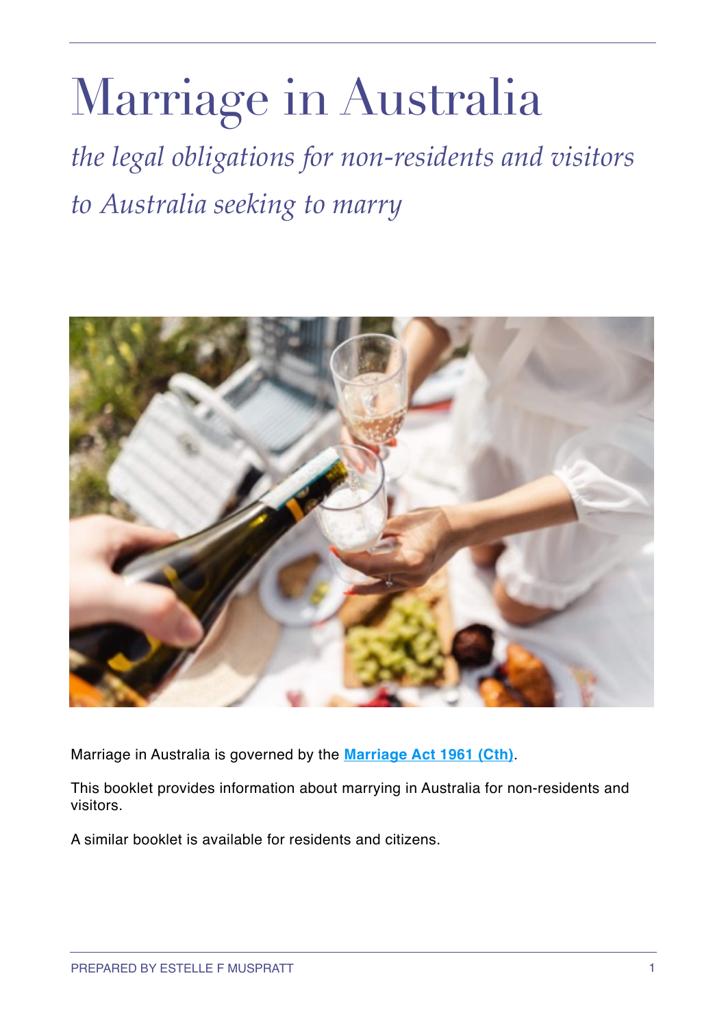# Marriage in Australia

*the legal obligations for non-residents and visitors to Australia seeking to marry*

Marriage in Australia is governed by the **Marriage Act 1961 (Cth)**.

This booklet provides information about marrying in Australia for non-residents and visitors.

A similar booklet is available for residents and citizens.

PREPARED BY ESTELLE F MUSPRATT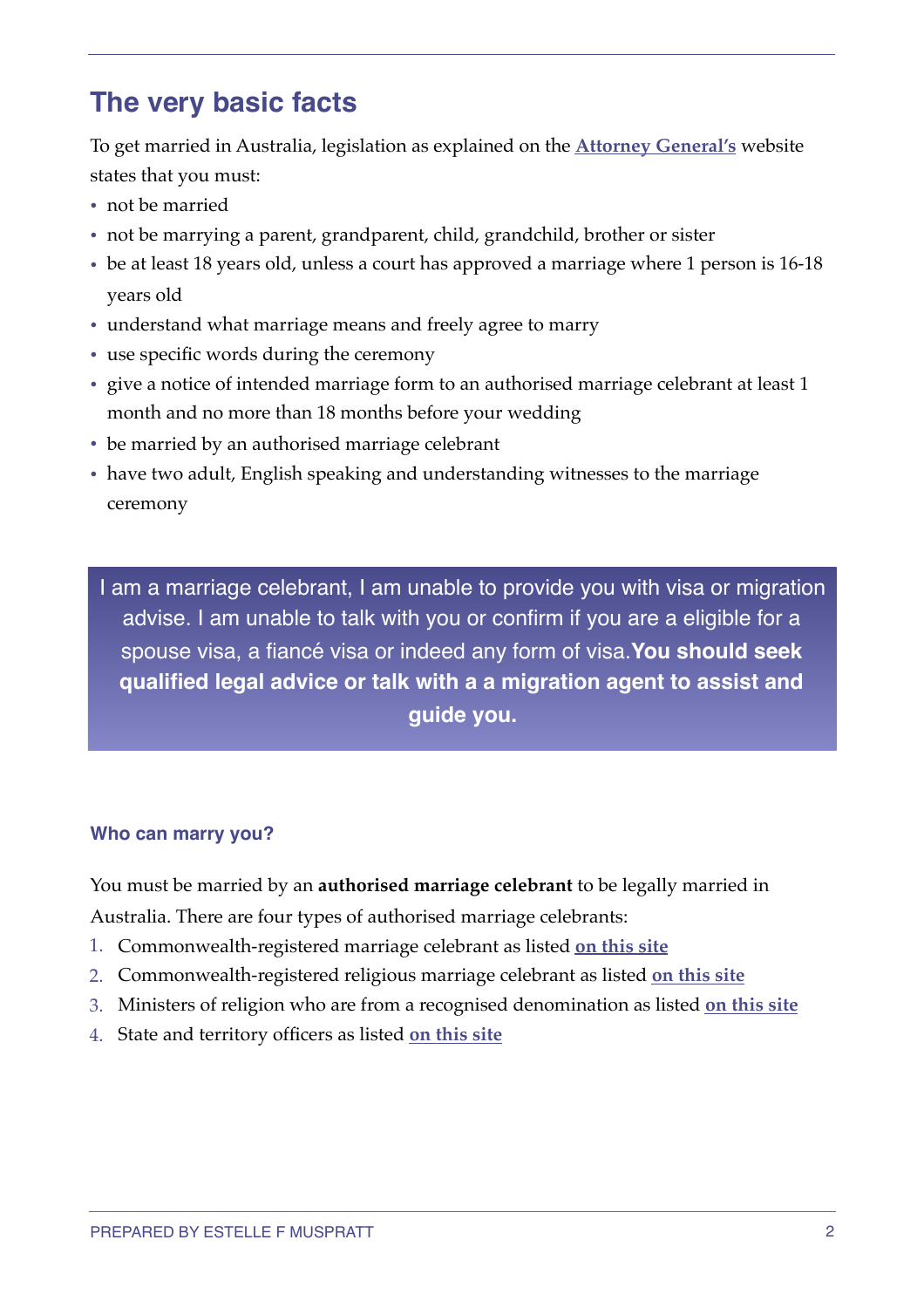## The very basic facts

To get married in Australia, legislation as explained on the **[Attorney General's]** website states that you must:

- not be married
- not be marrying a parent, grandparent, child, grandchild, brother or sister
- be at least 18 years old, unless a court has approved a marriage where 1 person is 16-18 years old
- understand what marriage means and freely agree to marry
- use specific words during the ceremony
- give a notice of intended marriage form to an authorised marriage celebrant at least 1 month and no more than 18 months before your wedding
- be married by an authorised marriage celebrant
- have two adult, English speaking and understanding witnesses to the marriage ceremony

I am a marriage celebrant, I am unable to provide you with visa or migration advise. I am unable to talk with you or confirm if you are a eligible for a spouse visa, a fiancé visa or indeed any form of visa. **You should seek qualified legal advice or talk with a a migration agent to assist and guide you.**

### Who can marry you?

You must be married by an **authorised marriage celebrant** to be legally married in Australia. There are four types of authorised marriage celebrants:

1. Commonwealth-registered marriage celebrant as listed **on this site**
2. Commonwealth-registered religious marriage celebrant as listed **on this site**
3. Ministers of religion who are from a recognised denomination as listed **on this site**
4. State and territory officers as listed **on this site**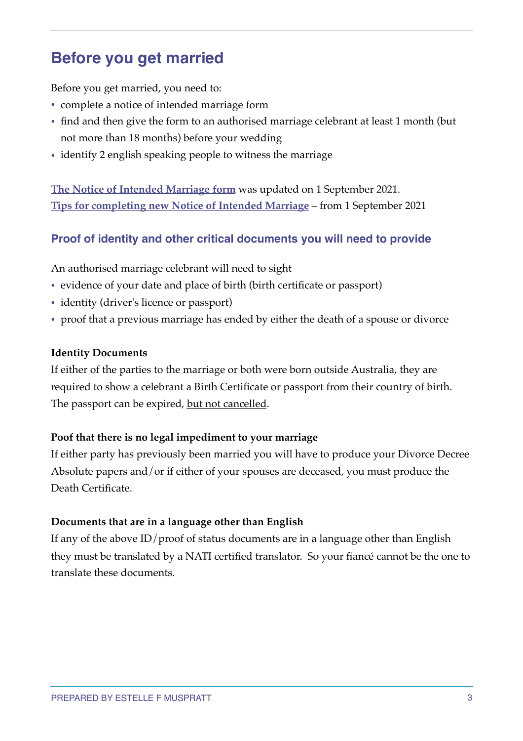## Before you get married

Before you get married, you need to:

- complete a notice of intended marriage form
- find and then give the form to an authorised marriage celebrant at least 1 month (but not more than 18 months) before your wedding
- identify 2 english speaking people to witness the marriage

[The Notice of Intended Marriage form](#) was updated on 1 September 2021.
[Tips for completing new Notice of Intended Marriage](#) – from 1 September 2021

### Proof of identity and other critical documents you will need to provide

An authorised marriage celebrant will need to sight

- evidence of your date and place of birth (birth certificate or passport)
- identity (driver's licence or passport)
- proof that a previous marriage has ended by either the death of a spouse or divorce

**Identity Documents**
If either of the parties to the marriage or both were born outside Australia, they are required to show a celebrant a Birth Certificate or passport from their country of birth. The passport can be expired, <u>but not cancelled</u>.

**Poof that there is no legal impediment to your marriage**
If either party has previously been married you will have to produce your Divorce Decree Absolute papers and/or if either of your spouses are deceased, you must produce the Death Certificate.

**Documents that are in a language other than English**
If any of the above ID/proof of status documents are in a language other than English they must be translated by a NATI certified translator. So your fiancé cannot be the one to translate these documents.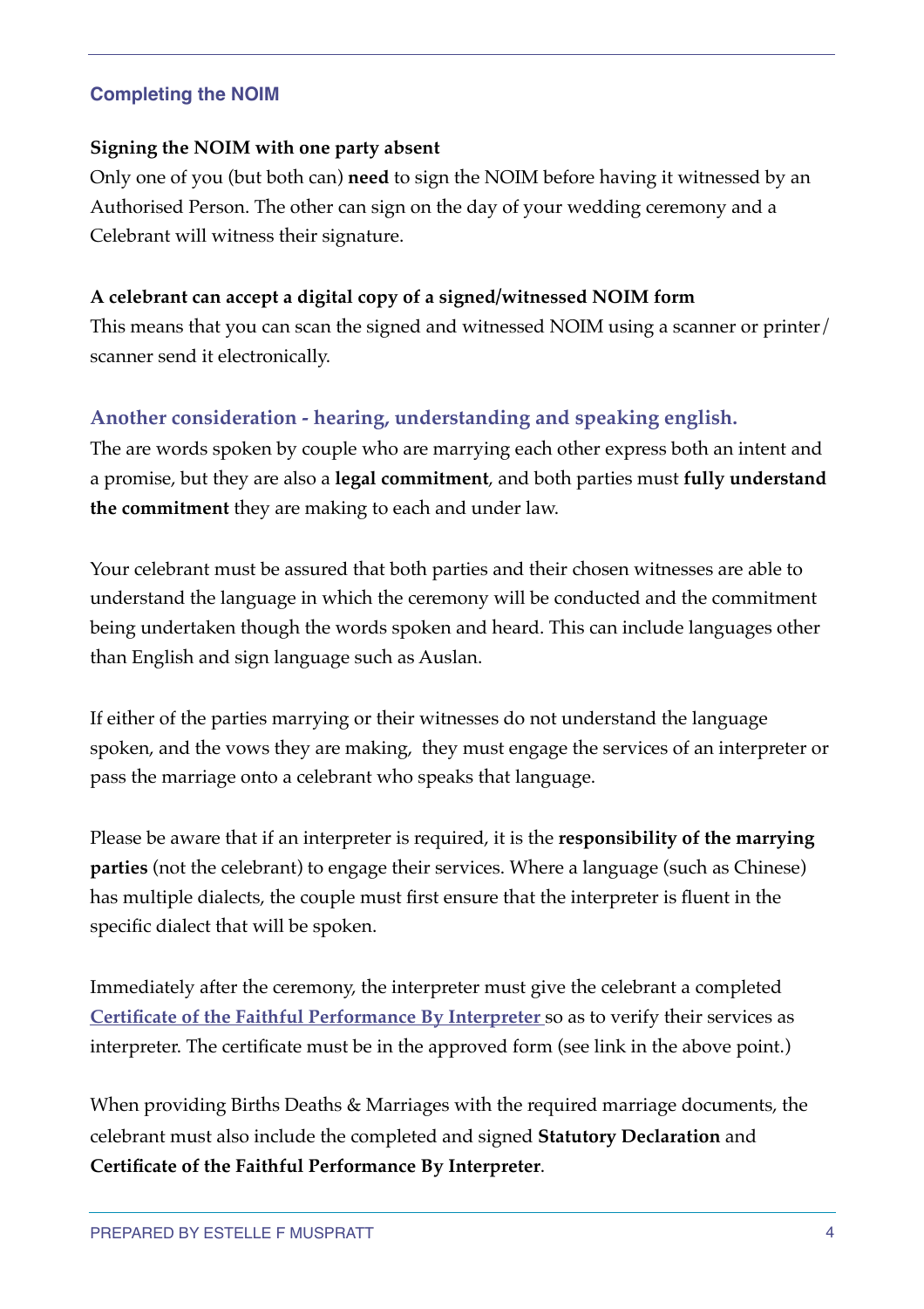## Completing the NOIM

**Signing the NOIM with one party absent**

Only one of you (but both can) **need** to sign the NOIM before having it witnessed by an Authorised Person. The other can sign on the day of your wedding ceremony and a Celebrant will witness their signature.

**A celebrant can accept a digital copy of a signed/witnessed NOIM form**

This means that you can scan the signed and witnessed NOIM using a scanner or printer/ scanner send it electronically.

### Another consideration - hearing, understanding and speaking english.

The are words spoken by couple who are marrying each other express both an intent and a promise, but they are also a **legal commitment**, and both parties must **fully understand the commitment** they are making to each and under law.

Your celebrant must be assured that both parties and their chosen witnesses are able to understand the language in which the ceremony will be conducted and the commitment being undertaken though the words spoken and heard. This can include languages other than English and sign language such as Auslan.

If either of the parties marrying or their witnesses do not understand the language spoken, and the vows they are making, they must engage the services of an interpreter or pass the marriage onto a celebrant who speaks that language.

Please be aware that if an interpreter is required, it is the **responsibility of the marrying parties** (not the celebrant) to engage their services. Where a language (such as Chinese) has multiple dialects, the couple must first ensure that the interpreter is fluent in the specific dialect that will be spoken.

Immediately after the ceremony, the interpreter must give the celebrant a completed **Certificate of the Faithful Performance By Interpreter** so as to verify their services as interpreter. The certificate must be in the approved form (see link in the above point.)

When providing Births Deaths & Marriages with the required marriage documents, the celebrant must also include the completed and signed **Statutory Declaration** and **Certificate of the Faithful Performance By Interpreter**.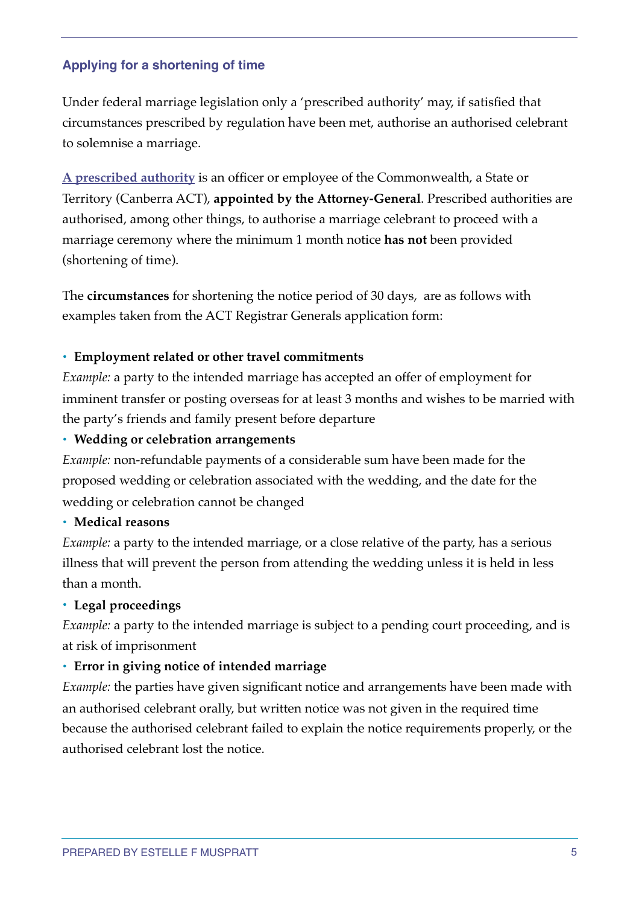### Applying for a shortening of time

Under federal marriage legislation only a 'prescribed authority' may, if satisfied that circumstances prescribed by regulation have been met, authorise an authorised celebrant to solemnise a marriage.

**A prescribed authority** is an officer or employee of the Commonwealth, a State or Territory (Canberra ACT), **appointed by the Attorney-General**. Prescribed authorities are authorised, among other things, to authorise a marriage celebrant to proceed with a marriage ceremony where the minimum 1 month notice **has not** been provided (shortening of time).

The **circumstances** for shortening the notice period of 30 days, are as follows with examples taken from the ACT Registrar Generals application form:

- **Employment related or other travel commitments**
*Example:* a party to the intended marriage has accepted an offer of employment for imminent transfer or posting overseas for at least 3 months and wishes to be married with the party's friends and family present before departure
- **Wedding or celebration arrangements**
*Example:* non-refundable payments of a considerable sum have been made for the proposed wedding or celebration associated with the wedding, and the date for the wedding or celebration cannot be changed
- **Medical reasons**
*Example:* a party to the intended marriage, or a close relative of the party, has a serious illness that will prevent the person from attending the wedding unless it is held in less than a month.
- **Legal proceedings**
*Example:* a party to the intended marriage is subject to a pending court proceeding, and is at risk of imprisonment
- **Error in giving notice of intended marriage**
*Example:* the parties have given significant notice and arrangements have been made with an authorised celebrant orally, but written notice was not given in the required time because the authorised celebrant failed to explain the notice requirements properly, or the authorised celebrant lost the notice.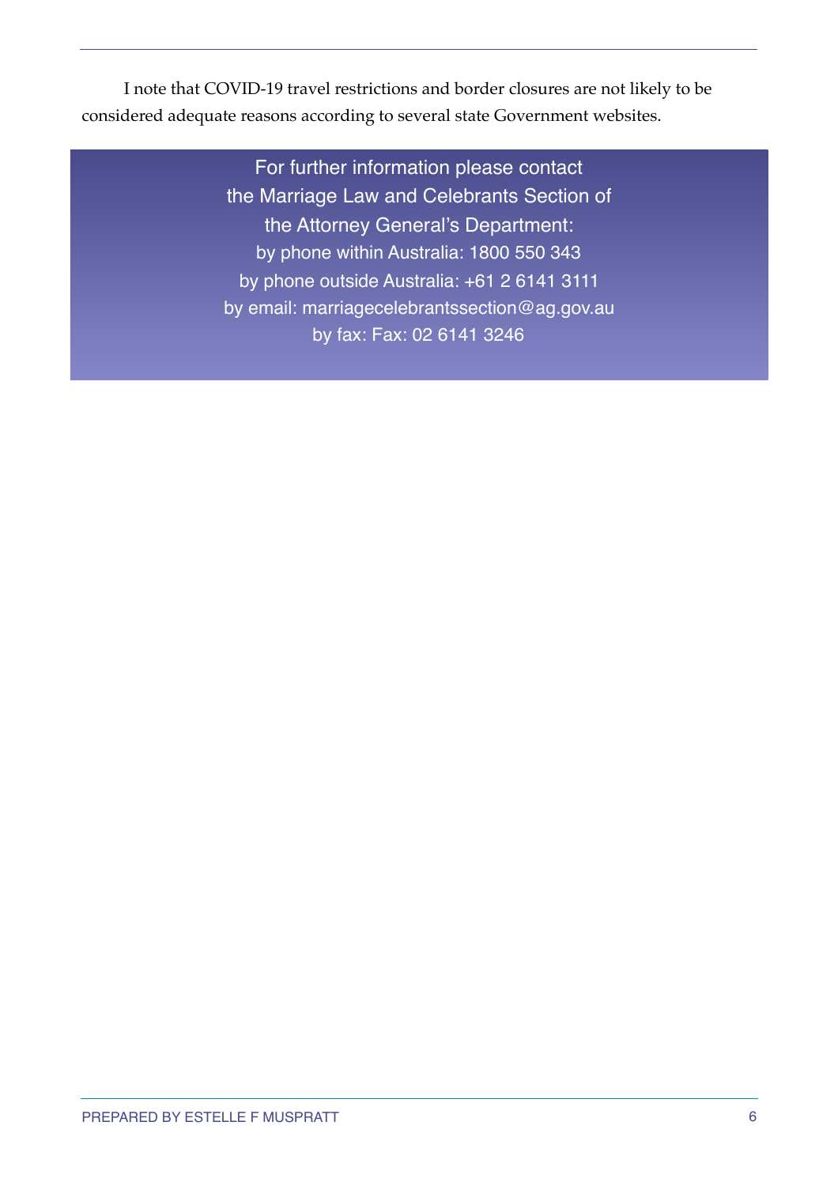I note that COVID-19 travel restrictions and border closures are not likely to be considered adequate reasons according to several state Government websites.

For further information please contact
the Marriage Law and Celebrants Section of
the Attorney General's Department:
by phone within Australia: 1800 550 343
by phone outside Australia: +61 2 6141 3111
by email: marriagecelebrantssection@ag.gov.au
by fax: Fax: 02 6141 3246